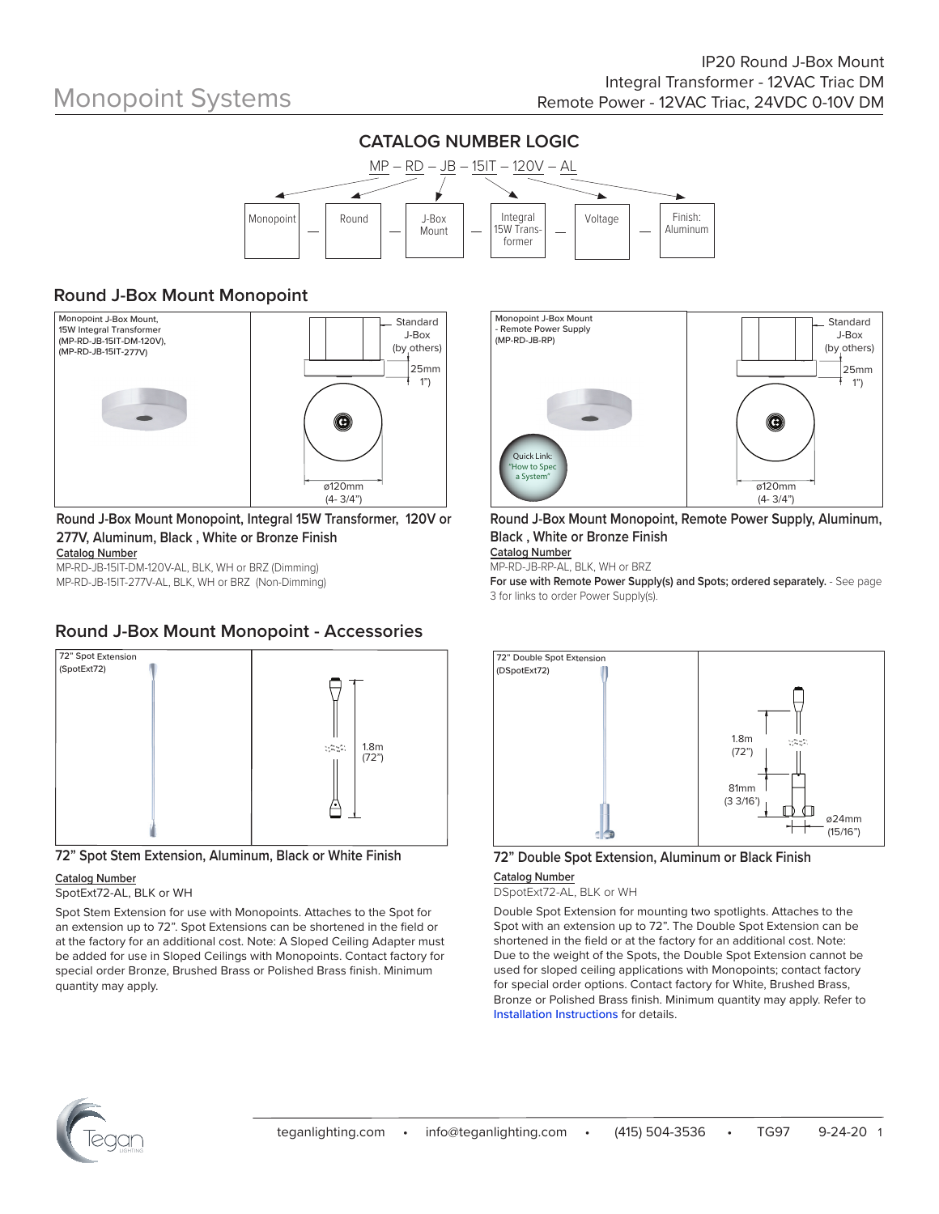# Monopoint Systems

IP20 Round J-Box Mount
Integral Transformer - 12VAC Triac DM
Remote Power - 12VAC Triac, 24VDC 0-10V DM

## CATALOG NUMBER LOGIC

MP – RD – JB – 15IT – 120V – AL

| Monopoint | — | Round | — | J-Box Mount | — | Integral 15W Transformer | — | Voltage | — | Finish: Aluminum |
|---|---|---|---|---|---|---|---|---|---|---|

## Round J-Box Mount Monopoint

Monopoint J-Box Mount, 15W Integral Transformer (MP-RD-JB-15IT-DM-120V), (MP-RD-JB-15IT-277V)

Standard J-Box (by others)

25mm 1”

ø120mm (4- 3/4”)

### Round J-Box Mount Monopoint, Integral 15W Transformer, 120V or 277V, Aluminum, Black , White or Bronze Finish

Catalog Number

MP-RD-JB-15IT-DM-120V-AL, BLK, WH or BRZ (Dimming)
MP-RD-JB-15IT-277V-AL, BLK, WH or BRZ (Non-Dimming)

Monopoint J-Box Mount - Remote Power Supply (MP-RD-JB-RP)

Quick Link: "How to Spec a System"

Standard J-Box (by others)

25mm 1”

ø120mm (4- 3/4”)

### Round J-Box Mount Monopoint, Remote Power Supply, Aluminum, Black , White or Bronze Finish

Catalog Number

MP-RD-JB-RP-AL, BLK, WH or BRZ

**For use with Remote Power Supply(s) and Spots; ordered separately.** - See page 3 for links to order Power Supply(s).

## Round J-Box Mount Monopoint - Accessories

72” Spot Extension (SpotExt72)

1.8m (72”)

### 72” Spot Stem Extension, Aluminum, Black or White Finish

Catalog Number

SpotExt72-AL, BLK or WH

Spot Stem Extension for use with Monopoints. Attaches to the Spot for an extension up to 72”. Spot Extensions can be shortened in the field or at the factory for an additional cost. Note: A Sloped Ceiling Adapter must be added for use in Sloped Ceilings with Monopoints. Contact factory for special order Bronze, Brushed Brass or Polished Brass finish. Minimum quantity may apply.

72” Double Spot Extension (DSpotExt72)

1.8m (72”)

81mm (3 3/16’)

ø24mm (15/16”)

### 72” Double Spot Extension, Aluminum or Black Finish

Catalog Number

DSpotExt72-AL, BLK or WH

Double Spot Extension for mounting two spotlights. Attaches to the Spot with an extension up to 72”. The Double Spot Extension can be shortened in the field or at the factory for an additional cost. Note: Due to the weight of the Spots, the Double Spot Extension cannot be used for sloped ceiling applications with Monopoints; contact factory for special order options. Contact factory for White, Brushed Brass, Bronze or Polished Brass finish. Minimum quantity may apply. Refer to Installation Instructions for details.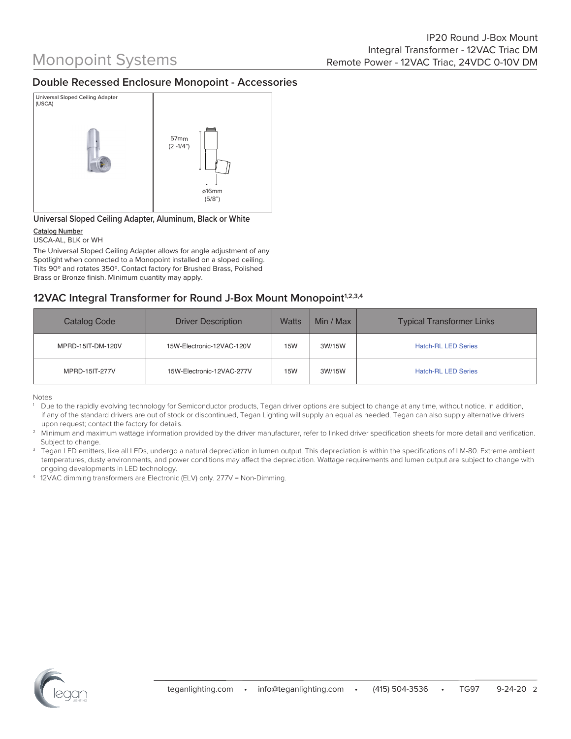## Double Recessed Enclosure Monopoint - Accessories

Universal Sloped Ceiling Adapter (USCA)

57mm (2 -1/4")

ø16mm (5/8")

**Universal Sloped Ceiling Adapter, Aluminum, Black or White**

**Catalog Number**

USCA-AL, BLK or WH

The Universal Sloped Ceiling Adapter allows for angle adjustment of any Spotlight when connected to a Monopoint installed on a sloped ceiling. Tilts 90º and rotates 350º. Contact factory for Brushed Brass, Polished Brass or Bronze finish. Minimum quantity may apply.

## 12VAC Integral Transformer for Round J-Box Mount Monopoint[1,2,3,4]

| Catalog Code | Driver Description | Watts | Min / Max | Typical Transformer Links |
|---|---|---|---|---|
| MPRD-15IT-DM-120V | 15W-Electronic-12VAC-120V | 15W | 3W/15W | Hatch-RL LED Series |
| MPRD-15IT-277V | 15W-Electronic-12VAC-277V | 15W | 3W/15W | Hatch-RL LED Series |

Notes

1. Due to the rapidly evolving technology for Semiconductor products, Tegan driver options are subject to change at any time, without notice. In addition, if any of the standard drivers are out of stock or discontinued, Tegan Lighting will supply an equal as needed. Tegan can also supply alternative drivers upon request; contact the factory for details.
2. Minimum and maximum wattage information provided by the driver manufacturer, refer to linked driver specification sheets for more detail and verification. Subject to change.
3. Tegan LED emitters, like all LEDs, undergo a natural depreciation in lumen output. This depreciation is within the specifications of LM-80. Extreme ambient temperatures, dusty environments, and power conditions may affect the depreciation. Wattage requirements and lumen output are subject to change with ongoing developments in LED technology.
4. 12VAC dimming transformers are Electronic (ELV) only. 277V = Non-Dimming.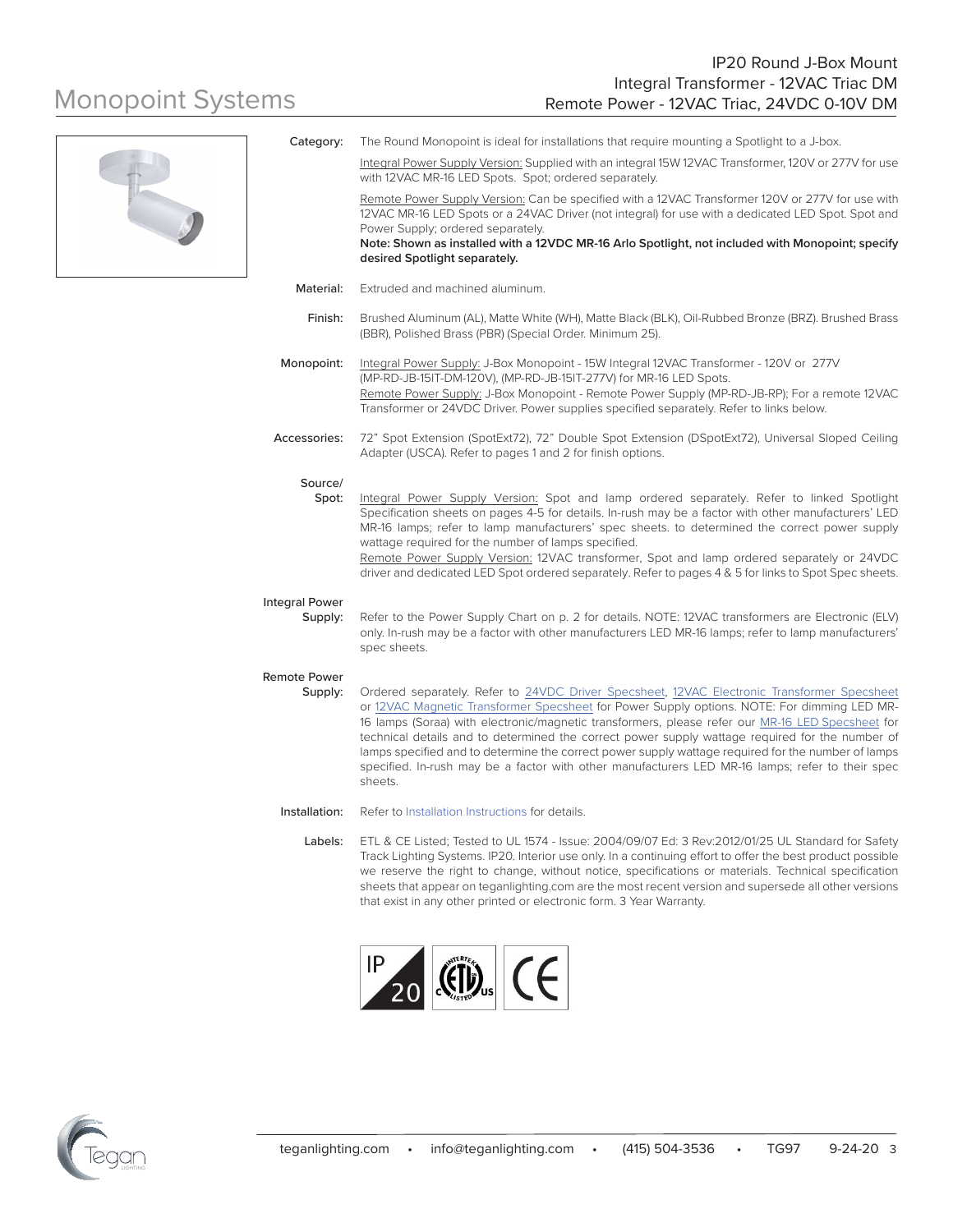# Monopoint Systems

## IP20 Round J-Box Mount
## Integral Transformer - 12VAC Triac DM
## Remote Power - 12VAC Triac, 24VDC 0-10V DM

**Category:** The Round Monopoint is ideal for installations that require mounting a Spotlight to a J-box.

Integral Power Supply Version: Supplied with an integral 15W 12VAC Transformer, 120V or 277V for use with 12VAC MR-16 LED Spots. Spot; ordered separately.

Remote Power Supply Version: Can be specified with a 12VAC Transformer 120V or 277V for use with 12VAC MR-16 LED Spots or a 24VAC Driver (not integral) for use with a dedicated LED Spot. Spot and Power Supply; ordered separately.

**Note: Shown as installed with a 12VDC MR-16 Arlo Spotlight, not included with Monopoint; specify desired Spotlight separately.**

**Material:** Extruded and machined aluminum.

**Finish:** Brushed Aluminum (AL), Matte White (WH), Matte Black (BLK), Oil-Rubbed Bronze (BRZ). Brushed Brass (BBR), Polished Brass (PBR) (Special Order. Minimum 25).

**Monopoint:** Integral Power Supply: J-Box Monopoint - 15W Integral 12VAC Transformer - 120V or 277V (MP-RD-JB-15IT-DM-120V), (MP-RD-JB-15IT-277V) for MR-16 LED Spots.
Remote Power Supply: J-Box Monopoint - Remote Power Supply (MP-RD-JB-RP); For a remote 12VAC Transformer or 24VDC Driver. Power supplies specified separately. Refer to links below.

**Accessories:** 72" Spot Extension (SpotExt72), 72" Double Spot Extension (DSpotExt72), Universal Sloped Ceiling Adapter (USCA). Refer to pages 1 and 2 for finish options.

**Source/ Spot:** Integral Power Supply Version: Spot and lamp ordered separately. Refer to linked Spotlight Specification sheets on pages 4-5 for details. In-rush may be a factor with other manufacturers' LED MR-16 lamps; refer to lamp manufacturers' spec sheets. to determined the correct power supply wattage required for the number of lamps specified.
Remote Power Supply Version: 12VAC transformer, Spot and lamp ordered separately or 24VDC driver and dedicated LED Spot ordered separately. Refer to pages 4 & 5 for links to Spot Spec sheets.

**Integral Power Supply:** Refer to the Power Supply Chart on p. 2 for details. NOTE: 12VAC transformers are Electronic (ELV) only. In-rush may be a factor with other manufacturers LED MR-16 lamps; refer to lamp manufacturers' spec sheets.

**Remote Power Supply:** Ordered separately. Refer to 24VDC Driver Specsheet, 12VAC Electronic Transformer Specsheet or 12VAC Magnetic Transformer Specsheet for Power Supply options. NOTE: For dimming LED MR-16 lamps (Soraa) with electronic/magnetic transformers, please refer our MR-16 LED Specsheet for technical details and to determined the correct power supply wattage required for the number of lamps specified and to determine the correct power supply wattage required for the number of lamps specified. In-rush may be a factor with other manufacturers LED MR-16 lamps; refer to their spec sheets.

**Installation:** Refer to Installation Instructions for details.

**Labels:** ETL & CE Listed; Tested to UL 1574 - Issue: 2004/09/07 Ed: 3 Rev:2012/01/25 UL Standard for Safety Track Lighting Systems. IP20. Interior use only. In a continuing effort to offer the best product possible we reserve the right to change, without notice, specifications or materials. Technical specification sheets that appear on teganlighting.com are the most recent version and supersede all other versions that exist in any other printed or electronic form. 3 Year Warranty.

IP 20 | ETL c us LISTED | CE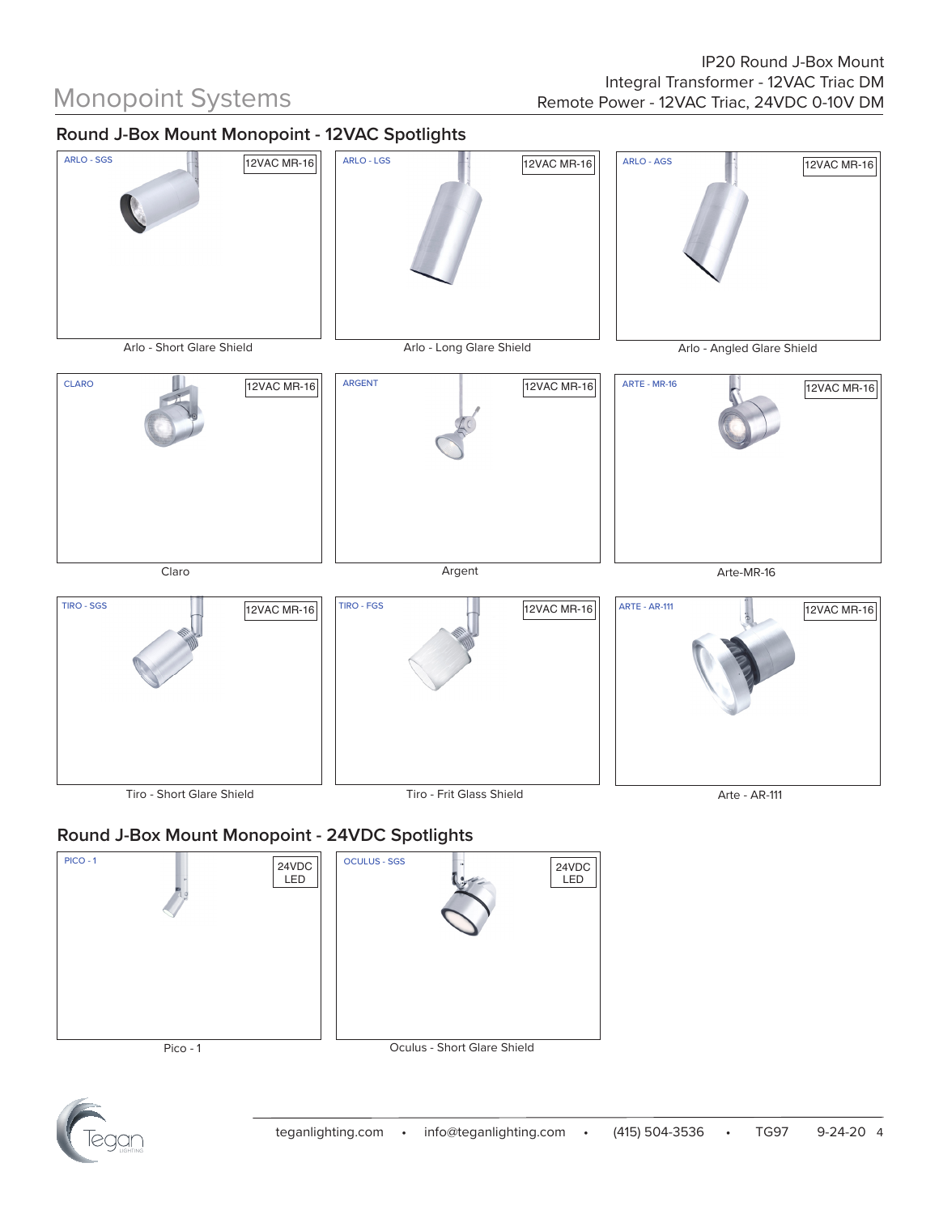# Monopoint Systems

IP20 Round J-Box Mount
Integral Transformer - 12VAC Triac DM
Remote Power - 12VAC Triac, 24VDC 0-10V DM

## Round J-Box Mount Monopoint - 12VAC Spotlights

ARLO - SGS
12VAC MR-16

Arlo - Short Glare Shield

ARLO - LGS
12VAC MR-16

Arlo - Long Glare Shield

ARLO - AGS
12VAC MR-16

Arlo - Angled Glare Shield

CLARO
12VAC MR-16

Claro

ARGENT
12VAC MR-16

Argent

ARTE - MR-16
12VAC MR-16

Arte-MR-16

TIRO - SGS
12VAC MR-16

Tiro - Short Glare Shield

TIRO - FGS
12VAC MR-16

Tiro - Frit Glass Shield

ARTE - AR-111
12VAC MR-16

Arte - AR-111

## Round J-Box Mount Monopoint - 24VDC Spotlights

PICO - 1
24VDC LED

Pico - 1

OCULUS - SGS
24VDC LED

Oculus - Short Glare Shield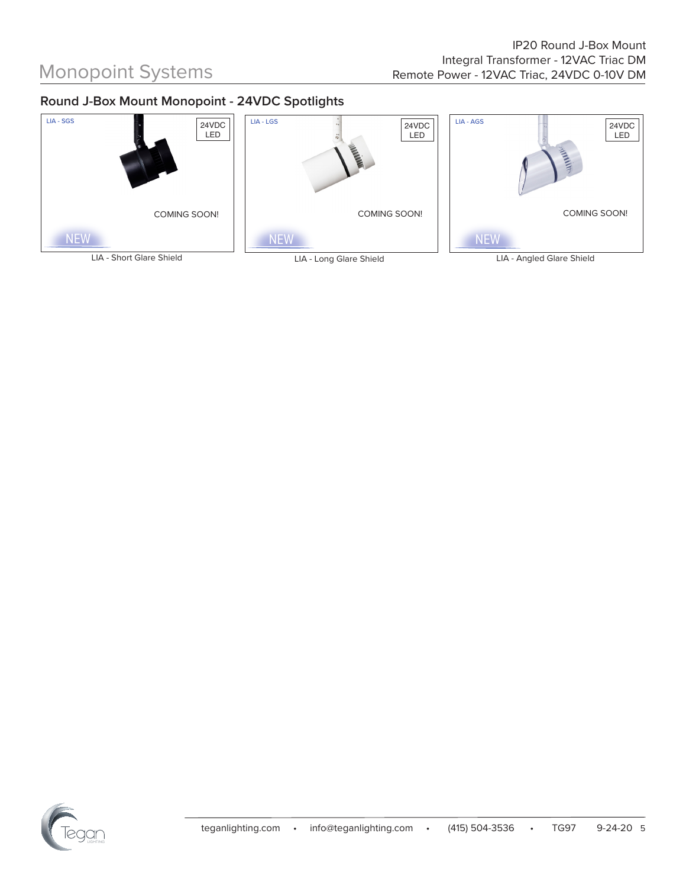# Monopoint Systems

IP20 Round J-Box Mount
Integral Transformer - 12VAC Triac DM
Remote Power - 12VAC Triac, 24VDC 0-10V DM

## Round J-Box Mount Monopoint - 24VDC Spotlights

LIA - SGS

24VDC LED

COMING SOON!

NEW

LIA - Short Glare Shield

LIA - LGS

24VDC LED

COMING SOON!

NEW

LIA - Long Glare Shield

LIA - AGS

24VDC LED

COMING SOON!

NEW

LIA - Angled Glare Shield

teganlighting.com • info@teganlighting.com • (415) 504-3536 • TG97 9-24-20